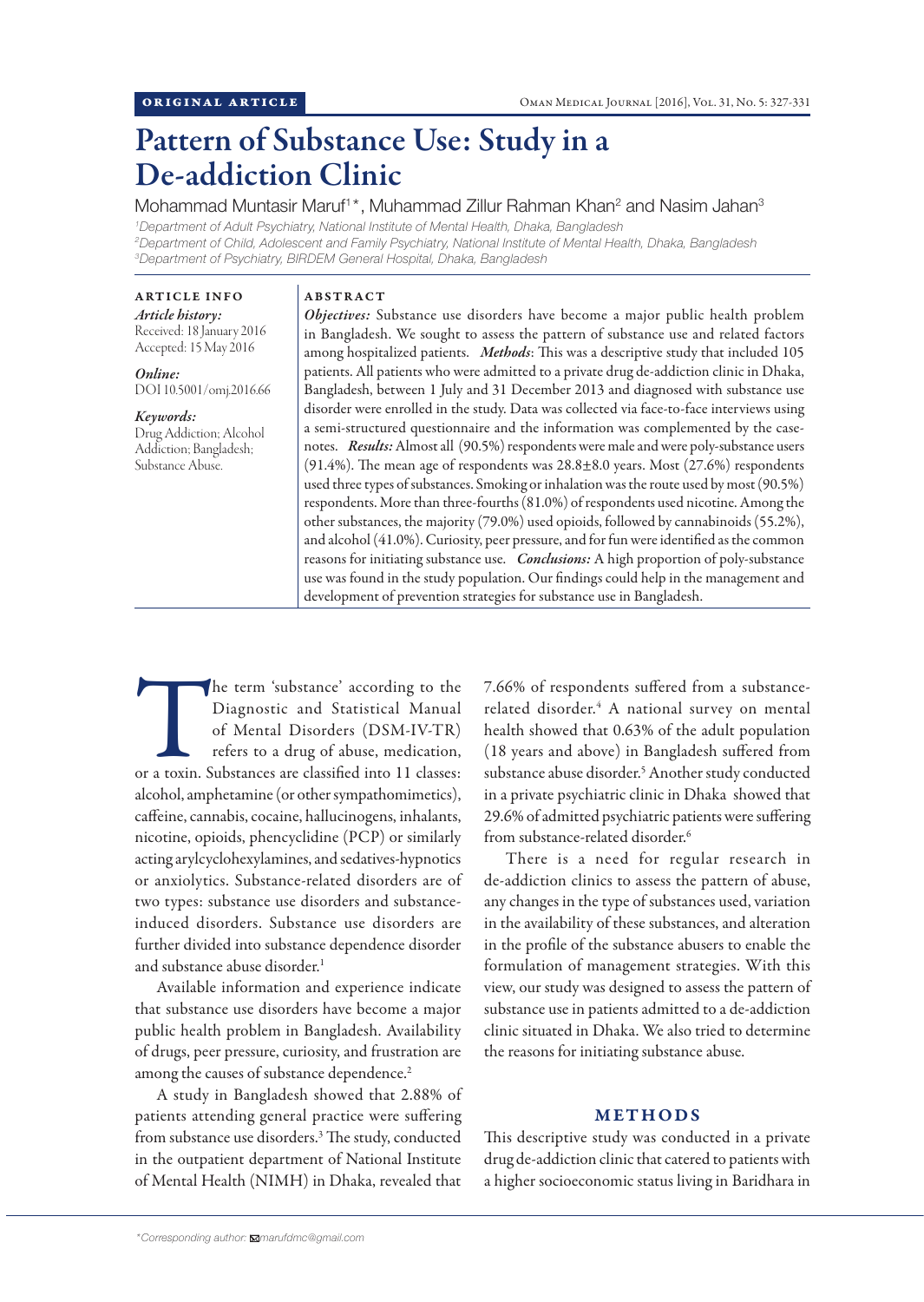ORIGINAL ARTICLE

# Pattern of Substance Use: Study in a De-addiction Clinic

Mohammad Muntasir Maruf[1]*, Muhammad Zillur Rahman Khan[2] and Nasim Jahan[3]

[1]Department of Adult Psychiatry, National Institute of Mental Health, Dhaka, Bangladesh
[2]Department of Child, Adolescent and Family Psychiatry, National Institute of Mental Health, Dhaka, Bangladesh
[3]Department of Psychiatry, BIRDEM General Hospital, Dhaka, Bangladesh

**ARTICLE INFO**

*Article history:*
Received: 18 January 2016
Accepted: 15 May 2016

*Online:*
DOI 10.5001/omj.2016.66

*Keywords:*
Drug Addiction; Alcohol Addiction; Bangladesh; Substance Abuse.

**ABSTRACT**

***Objectives:*** Substance use disorders have become a major public health problem in Bangladesh. We sought to assess the pattern of substance use and related factors among hospitalized patients. ***Methods***: This was a descriptive study that included 105 patients. All patients who were admitted to a private drug de-addiction clinic in Dhaka, Bangladesh, between 1 July and 31 December 2013 and diagnosed with substance use disorder were enrolled in the study. Data was collected via face-to-face interviews using a semi-structured questionnaire and the information was complemented by the case-notes. ***Results:*** Almost all (90.5%) respondents were male and were poly-substance users (91.4%). The mean age of respondents was 28.8±8.0 years. Most (27.6%) respondents used three types of substances. Smoking or inhalation was the route used by most (90.5%) respondents. More than three-fourths (81.0%) of respondents used nicotine. Among the other substances, the majority (79.0%) used opioids, followed by cannabinoids (55.2%), and alcohol (41.0%). Curiosity, peer pressure, and for fun were identified as the common reasons for initiating substance use. ***Conclusions:*** A high proportion of poly-substance use was found in the study population. Our findings could help in the management and development of prevention strategies for substance use in Bangladesh.

The term 'substance' according to the Diagnostic and Statistical Manual of Mental Disorders (DSM-IV-TR) refers to a drug of abuse, medication, or a toxin. Substances are classified into 11 classes: alcohol, amphetamine (or other sympathomimetics), caffeine, cannabis, cocaine, hallucinogens, inhalants, nicotine, opioids, phencyclidine (PCP) or similarly acting arylcyclohexylamines, and sedatives-hypnotics or anxiolytics. Substance-related disorders are of two types: substance use disorders and substance-induced disorders. Substance use disorders are further divided into substance dependence disorder and substance abuse disorder.[1]

Available information and experience indicate that substance use disorders have become a major public health problem in Bangladesh. Availability of drugs, peer pressure, curiosity, and frustration are among the causes of substance dependence.[2]

A study in Bangladesh showed that 2.88% of patients attending general practice were suffering from substance use disorders.[3] The study, conducted in the outpatient department of National Institute of Mental Health (NIMH) in Dhaka, revealed that 7.66% of respondents suffered from a substance-related disorder.[4] A national survey on mental health showed that 0.63% of the adult population (18 years and above) in Bangladesh suffered from substance abuse disorder.[5] Another study conducted in a private psychiatric clinic in Dhaka showed that 29.6% of admitted psychiatric patients were suffering from substance-related disorder.[6]

There is a need for regular research in de-addiction clinics to assess the pattern of abuse, any changes in the type of substances used, variation in the availability of these substances, and alteration in the profile of the substance abusers to enable the formulation of management strategies. With this view, our study was designed to assess the pattern of substance use in patients admitted to a de-addiction clinic situated in Dhaka. We also tried to determine the reasons for initiating substance abuse.

## METHODS

This descriptive study was conducted in a private drug de-addiction clinic that catered to patients with a higher socioeconomic status living in Baridhara in

*Corresponding author: marufdmc@gmail.com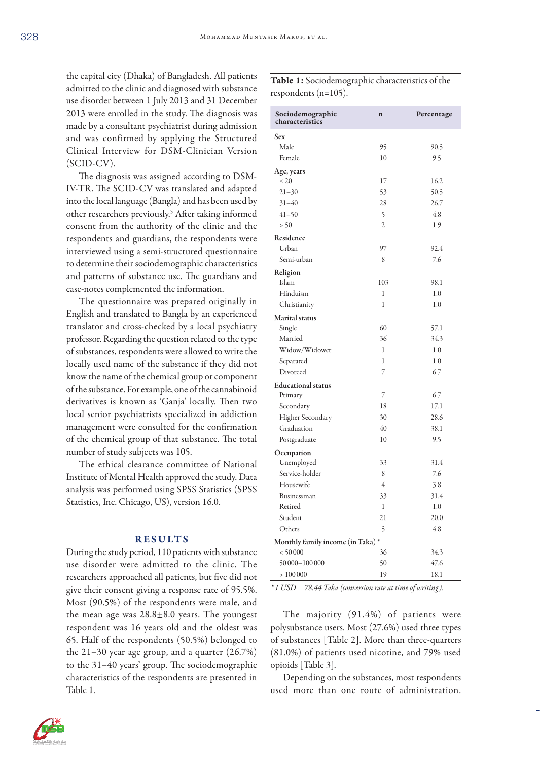the capital city (Dhaka) of Bangladesh. All patients admitted to the clinic and diagnosed with substance use disorder between 1 July 2013 and 31 December 2013 were enrolled in the study. The diagnosis was made by a consultant psychiatrist during admission and was confirmed by applying the Structured Clinical Interview for DSM-Clinician Version (SCID-CV).

The diagnosis was assigned according to DSM-IV-TR. The SCID-CV was translated and adapted into the local language (Bangla) and has been used by other researchers previously.[5] After taking informed consent from the authority of the clinic and the respondents and guardians, the respondents were interviewed using a semi-structured questionnaire to determine their sociodemographic characteristics and patterns of substance use. The guardians and case-notes complemented the information.

The questionnaire was prepared originally in English and translated to Bangla by an experienced translator and cross-checked by a local psychiatry professor. Regarding the question related to the type of substances, respondents were allowed to write the locally used name of the substance if they did not know the name of the chemical group or component of the substance. For example, one of the cannabinoid derivatives is known as 'Ganja' locally. Then two local senior psychiatrists specialized in addiction management were consulted for the confirmation of the chemical group of that substance. The total number of study subjects was 105.

The ethical clearance committee of National Institute of Mental Health approved the study. Data analysis was performed using SPSS Statistics (SPSS Statistics, Inc. Chicago, US), version 16.0.

## RESULTS

During the study period, 110 patients with substance use disorder were admitted to the clinic. The researchers approached all patients, but five did not give their consent giving a response rate of 95.5%. Most (90.5%) of the respondents were male, and the mean age was 28.8±8.0 years. The youngest respondent was 16 years old and the oldest was 65. Half of the respondents (50.5%) belonged to the 21–30 year age group, and a quarter (26.7%) to the 31–40 years' group. The sociodemographic characteristics of the respondents are presented in Table 1.

**Table 1:** Sociodemographic characteristics of the respondents (n=105).

| Sociodemographic characteristics | n | Percentage |
|---|---|---|
| **Sex** | | |
| Male | 95 | 90.5 |
| Female | 10 | 9.5 |
| **Age, years** | | |
| ≤ 20 | 17 | 16.2 |
| 21–30 | 53 | 50.5 |
| 31–40 | 28 | 26.7 |
| 41–50 | 5 | 4.8 |
| > 50 | 2 | 1.9 |
| **Residence** | | |
| Urban | 97 | 92.4 |
| Semi-urban | 8 | 7.6 |
| **Religion** | | |
| Islam | 103 | 98.1 |
| Hinduism | 1 | 1.0 |
| Christianity | 1 | 1.0 |
| **Marital status** | | |
| Single | 60 | 57.1 |
| Married | 36 | 34.3 |
| Widow/Widower | 1 | 1.0 |
| Separated | 1 | 1.0 |
| Divorced | 7 | 6.7 |
| **Educational status** | | |
| Primary | 7 | 6.7 |
| Secondary | 18 | 17.1 |
| Higher Secondary | 30 | 28.6 |
| Graduation | 40 | 38.1 |
| Postgraduate | 10 | 9.5 |
| **Occupation** | | |
| Unemployed | 33 | 31.4 |
| Service-holder | 8 | 7.6 |
| Housewife | 4 | 3.8 |
| Businessman | 33 | 31.4 |
| Retired | 1 | 1.0 |
| Student | 21 | 20.0 |
| Others | 5 | 4.8 |
| **Monthly family income (in Taka)*** | | |
| < 50 000 | 36 | 34.3 |
| 50 000–100 000 | 50 | 47.6 |
| > 100 000 | 19 | 18.1 |

*\*1 USD = 78.44 Taka (conversion rate at time of writing).*

The majority (91.4%) of patients were polysubstance users. Most (27.6%) used three types of substances [Table 2]. More than three-quarters (81.0%) of patients used nicotine, and 79% used opioids [Table 3].

Depending on the substances, most respondents used more than one route of administration.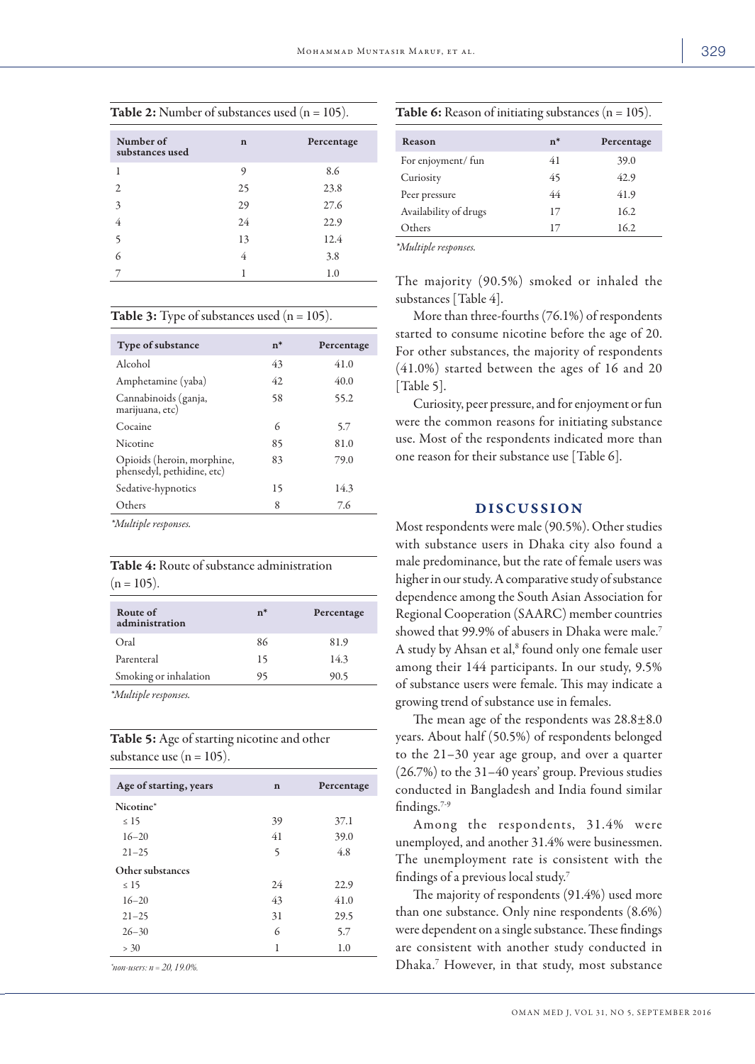**Table 2:** Number of substances used (n = 105).

| Number of substances used | n | Percentage |
|---|---|---|
| 1 | 9 | 8.6 |
| 2 | 25 | 23.8 |
| 3 | 29 | 27.6 |
| 4 | 24 | 22.9 |
| 5 | 13 | 12.4 |
| 6 | 4 | 3.8 |
| 7 | 1 | 1.0 |

**Table 3:** Type of substances used (n = 105).

| Type of substance | n* | Percentage |
|---|---|---|
| Alcohol | 43 | 41.0 |
| Amphetamine (yaba) | 42 | 40.0 |
| Cannabinoids (ganja, marijuana, etc) | 58 | 55.2 |
| Cocaine | 6 | 5.7 |
| Nicotine | 85 | 81.0 |
| Opioids (heroin, morphine, phensedyl, pethidine, etc) | 83 | 79.0 |
| Sedative-hypnotics | 15 | 14.3 |
| Others | 8 | 7.6 |

*Multiple responses.*

**Table 4:** Route of substance administration (n = 105).

| Route of administration | n* | Percentage |
|---|---|---|
| Oral | 86 | 81.9 |
| Parenteral | 15 | 14.3 |
| Smoking or inhalation | 95 | 90.5 |

*Multiple responses.*

**Table 5:** Age of starting nicotine and other substance use (n = 105).

| Age of starting, years | n | Percentage |
|---|---|---|
| Nicotine* | | |
| ≤ 15 | 39 | 37.1 |
| 16–20 | 41 | 39.0 |
| 21–25 | 5 | 4.8 |
| Other substances | | |
| ≤ 15 | 24 | 22.9 |
| 16–20 | 43 | 41.0 |
| 21–25 | 31 | 29.5 |
| 26–30 | 6 | 5.7 |
| > 30 | 1 | 1.0 |

*non-users: n = 20, 19.0%.

**Table 6:** Reason of initiating substances (n = 105).

| Reason | n* | Percentage |
|---|---|---|
| For enjoyment/ fun | 41 | 39.0 |
| Curiosity | 45 | 42.9 |
| Peer pressure | 44 | 41.9 |
| Availability of drugs | 17 | 16.2 |
| Others | 17 | 16.2 |

*Multiple responses.*

The majority (90.5%) smoked or inhaled the substances [Table 4].

More than three-fourths (76.1%) of respondents started to consume nicotine before the age of 20. For other substances, the majority of respondents (41.0%) started between the ages of 16 and 20 [Table 5].

Curiosity, peer pressure, and for enjoyment or fun were the common reasons for initiating substance use. Most of the respondents indicated more than one reason for their substance use [Table 6].

## DISCUSSION

Most respondents were male (90.5%). Other studies with substance users in Dhaka city also found a male predominance, but the rate of female users was higher in our study. A comparative study of substance dependence among the South Asian Association for Regional Cooperation (SAARC) member countries showed that 99.9% of abusers in Dhaka were male.[7] A study by Ahsan et al,[8] found only one female user among their 144 participants. In our study, 9.5% of substance users were female. This may indicate a growing trend of substance use in females.

The mean age of the respondents was 28.8±8.0 years. About half (50.5%) of respondents belonged to the 21–30 year age group, and over a quarter (26.7%) to the 31–40 years' group. Previous studies conducted in Bangladesh and India found similar findings.[7-9]

Among the respondents, 31.4% were unemployed, and another 31.4% were businessmen. The unemployment rate is consistent with the findings of a previous local study.[7]

The majority of respondents (91.4%) used more than one substance. Only nine respondents (8.6%) were dependent on a single substance. These findings are consistent with another study conducted in Dhaka.[7] However, in that study, most substance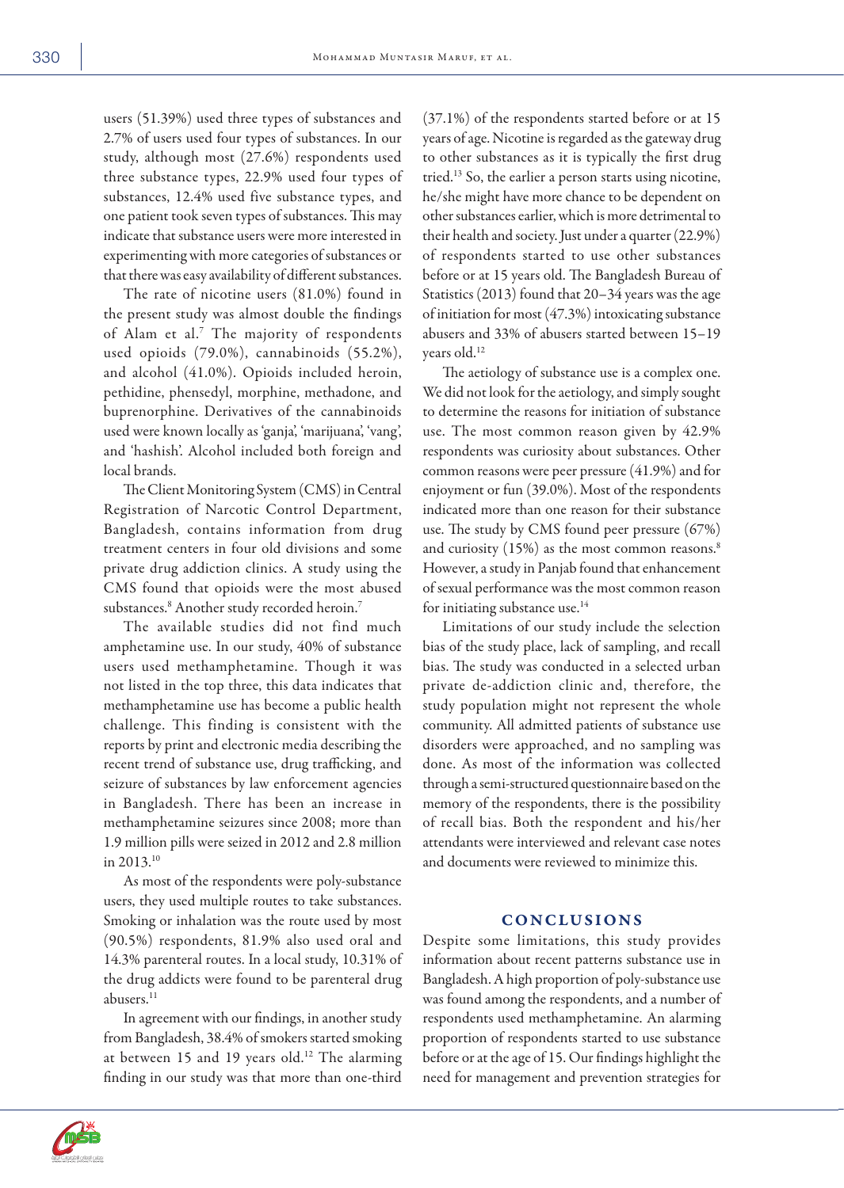users (51.39%) used three types of substances and 2.7% of users used four types of substances. In our study, although most (27.6%) respondents used three substance types, 22.9% used four types of substances, 12.4% used five substance types, and one patient took seven types of substances. This may indicate that substance users were more interested in experimenting with more categories of substances or that there was easy availability of different substances.

The rate of nicotine users (81.0%) found in the present study was almost double the findings of Alam et al.[7] The majority of respondents used opioids (79.0%), cannabinoids (55.2%), and alcohol (41.0%). Opioids included heroin, pethidine, phensedyl, morphine, methadone, and buprenorphine. Derivatives of the cannabinoids used were known locally as 'ganja', 'marijuana', 'vang', and 'hashish'. Alcohol included both foreign and local brands.

The Client Monitoring System (CMS) in Central Registration of Narcotic Control Department, Bangladesh, contains information from drug treatment centers in four old divisions and some private drug addiction clinics. A study using the CMS found that opioids were the most abused substances.[8] Another study recorded heroin.[7]

The available studies did not find much amphetamine use. In our study, 40% of substance users used methamphetamine. Though it was not listed in the top three, this data indicates that methamphetamine use has become a public health challenge. This finding is consistent with the reports by print and electronic media describing the recent trend of substance use, drug trafficking, and seizure of substances by law enforcement agencies in Bangladesh. There has been an increase in methamphetamine seizures since 2008; more than 1.9 million pills were seized in 2012 and 2.8 million in 2013.[10]

As most of the respondents were poly-substance users, they used multiple routes to take substances. Smoking or inhalation was the route used by most (90.5%) respondents, 81.9% also used oral and 14.3% parenteral routes. In a local study, 10.31% of the drug addicts were found to be parenteral drug abusers.[11]

In agreement with our findings, in another study from Bangladesh, 38.4% of smokers started smoking at between 15 and 19 years old.[12] The alarming finding in our study was that more than one-third (37.1%) of the respondents started before or at 15 years of age. Nicotine is regarded as the gateway drug to other substances as it is typically the first drug tried.[13] So, the earlier a person starts using nicotine, he/she might have more chance to be dependent on other substances earlier, which is more detrimental to their health and society. Just under a quarter (22.9%) of respondents started to use other substances before or at 15 years old. The Bangladesh Bureau of Statistics (2013) found that 20–34 years was the age of initiation for most (47.3%) intoxicating substance abusers and 33% of abusers started between 15–19 years old.[12]

The aetiology of substance use is a complex one. We did not look for the aetiology, and simply sought to determine the reasons for initiation of substance use. The most common reason given by 42.9% respondents was curiosity about substances. Other common reasons were peer pressure (41.9%) and for enjoyment or fun (39.0%). Most of the respondents indicated more than one reason for their substance use. The study by CMS found peer pressure (67%) and curiosity (15%) as the most common reasons.[8] However, a study in Panjab found that enhancement of sexual performance was the most common reason for initiating substance use.[14]

Limitations of our study include the selection bias of the study place, lack of sampling, and recall bias. The study was conducted in a selected urban private de-addiction clinic and, therefore, the study population might not represent the whole community. All admitted patients of substance use disorders were approached, and no sampling was done. As most of the information was collected through a semi-structured questionnaire based on the memory of the respondents, there is the possibility of recall bias. Both the respondent and his/her attendants were interviewed and relevant case notes and documents were reviewed to minimize this.

## CONCLUSIONS

Despite some limitations, this study provides information about recent patterns substance use in Bangladesh. A high proportion of poly-substance use was found among the respondents, and a number of respondents used methamphetamine. An alarming proportion of respondents started to use substance before or at the age of 15. Our findings highlight the need for management and prevention strategies for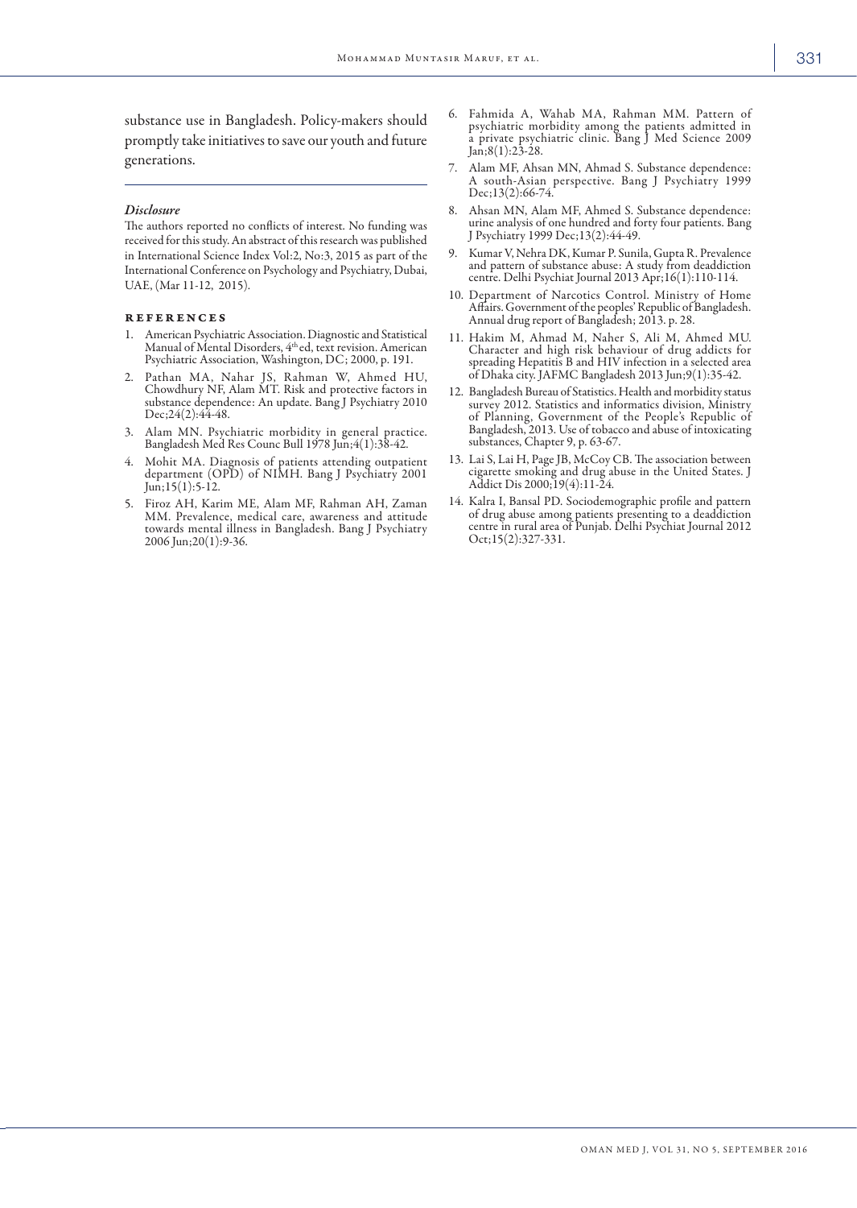substance use in Bangladesh. Policy-makers should promptly take initiatives to save our youth and future generations.

### *Disclosure*

The authors reported no conflicts of interest. No funding was received for this study. An abstract of this research was published in International Science Index Vol:2, No:3, 2015 as part of the International Conference on Psychology and Psychiatry, Dubai, UAE, (Mar 11-12, 2015).

## references

1. American Psychiatric Association. Diagnostic and Statistical Manual of Mental Disorders, 4th ed, text revision. American Psychiatric Association, Washington, DC; 2000, p. 191.
2. Pathan MA, Nahar JS, Rahman W, Ahmed HU, Chowdhury NF, Alam MT. Risk and protective factors in substance dependence: An update. Bang J Psychiatry 2010 Dec;24(2):44-48.
3. Alam MN. Psychiatric morbidity in general practice. Bangladesh Med Res Counc Bull 1978 Jun;4(1):38-42.
4. Mohit MA. Diagnosis of patients attending outpatient department (OPD) of NIMH. Bang J Psychiatry 2001 Jun;15(1):5-12.
5. Firoz AH, Karim ME, Alam MF, Rahman AH, Zaman MM. Prevalence, medical care, awareness and attitude towards mental illness in Bangladesh. Bang J Psychiatry 2006 Jun;20(1):9-36.
6. Fahmida A, Wahab MA, Rahman MM. Pattern of psychiatric morbidity among the patients admitted in a private psychiatric clinic. Bang J Med Science 2009 Jan;8(1):23-28.
7. Alam MF, Ahsan MN, Ahmad S. Substance dependence: A south-Asian perspective. Bang J Psychiatry 1999 Dec;13(2):66-74.
8. Ahsan MN, Alam MF, Ahmed S. Substance dependence: urine analysis of one hundred and forty four patients. Bang J Psychiatry 1999 Dec;13(2):44-49.
9. Kumar V, Nehra DK, Kumar P. Sunila, Gupta R. Prevalence and pattern of substance abuse: A study from deaddiction centre. Delhi Psychiat Journal 2013 Apr;16(1):110-114.
10. Department of Narcotics Control. Ministry of Home Affairs. Government of the peoples' Republic of Bangladesh. Annual drug report of Bangladesh; 2013. p. 28.
11. Hakim M, Ahmad M, Naher S, Ali M, Ahmed MU. Character and high risk behaviour of drug addicts for spreading Hepatitis B and HIV infection in a selected area of Dhaka city. JAFMC Bangladesh 2013 Jun;9(1):35-42.
12. Bangladesh Bureau of Statistics. Health and morbidity status survey 2012. Statistics and informatics division, Ministry of Planning, Government of the People's Republic of Bangladesh, 2013. Use of tobacco and abuse of intoxicating substances, Chapter 9, p. 63-67.
13. Lai S, Lai H, Page JB, McCoy CB. The association between cigarette smoking and drug abuse in the United States. J Addict Dis 2000;19(4):11-24.
14. Kalra I, Bansal PD. Sociodemographic profile and pattern of drug abuse among patients presenting to a deaddiction centre in rural area of Punjab. Delhi Psychiat Journal 2012 Oct;15(2):327-331.